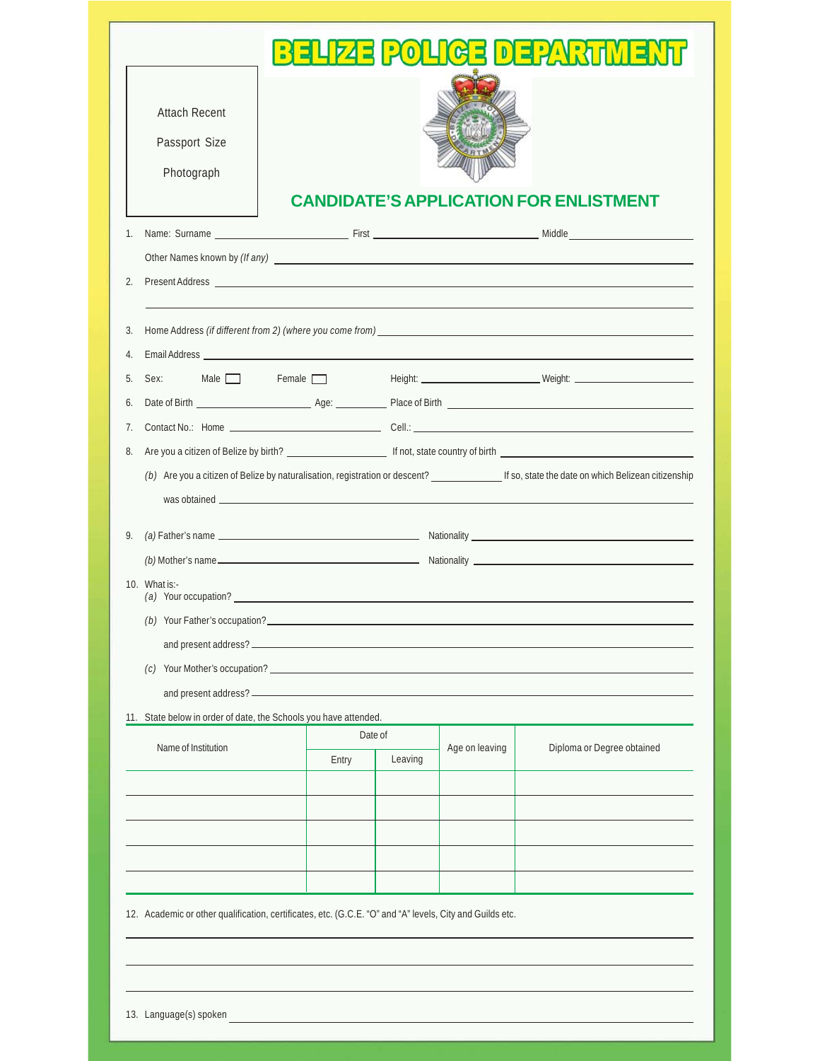# BELIZE POLICE DEPARTMENT

Attach Recent Passport Size Photograph

## CANDIDATE'S APPLICATION FOR ENLISTMENT

1. Name: Surname ______________ First ______________ Middle ______________

   Other Names known by *(If any)* ______________

2. Present Address ______________

3. Home Address *(if different from 2) (where you come from)* ______________

4. Email Address ______________

5. Sex: Male ☐ Female ☐ Height: ______________ Weight: ______________

6. Date of Birth ______________ Age: ______________ Place of Birth ______________

7. Contact No.: Home ______________ Cell.: ______________

8. Are you a citizen of Belize by birth? ______________ If not, state country of birth ______________

   *(b)* Are you a citizen of Belize by naturalisation, registration or descent? ______________ If so, state the date on which Belizean citizenship was obtained ______________

9. *(a)* Father's name ______________ Nationality ______________

   *(b)* Mother's name ______________ Nationality ______________

10. What is:-

    *(a)* Your occupation? ______________

    *(b)* Your Father's occupation? ______________

    and present address? ______________

    *(c)* Your Mother's occupation? ______________

    and present address? ______________

11. State below in order of date, the Schools you have attended.

| Name of Institution | Date of | | Age on leaving | Diploma or Degree obtained |
|---|---|---|---|---|
| | Entry | Leaving | | |
| | | | | |
| | | | | |
| | | | | |
| | | | | |
| | | | | |

12. Academic or other qualification, certificates, etc. (G.C.E. "O" and "A" levels, City and Guilds etc.

    ______________

13. Language(s) spoken ______________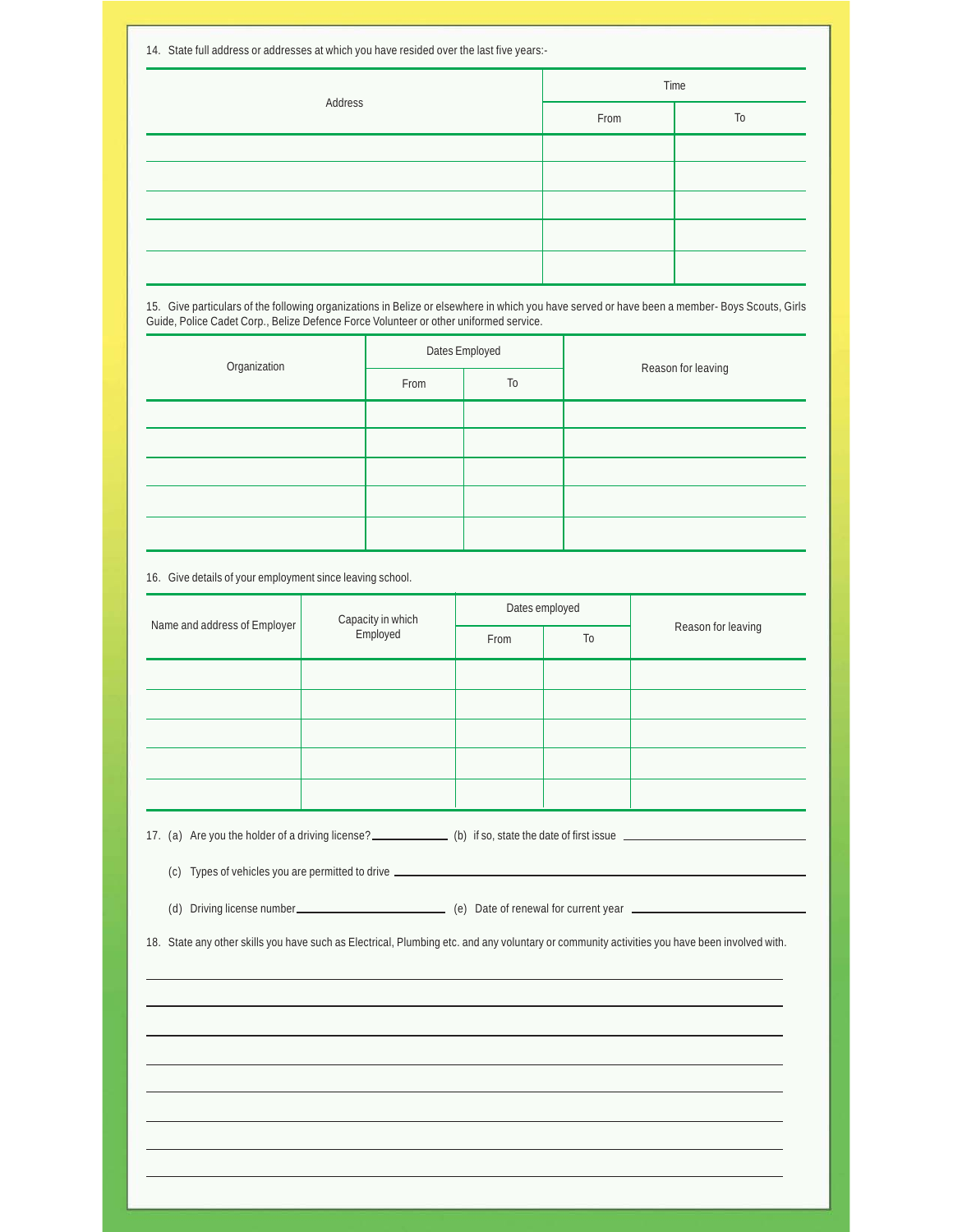14. State full address or addresses at which you have resided over the last five years:-

| Address | Time | |
|---|---|---|
| | From | To |
| | | |
| | | |
| | | |
| | | |
| | | |

15. Give particulars of the following organizations in Belize or elsewhere in which you have served or have been a member- Boys Scouts, Girls Guide, Police Cadet Corp., Belize Defence Force Volunteer or other uniformed service.

| Organization | Dates Employed | | Reason for leaving |
|---|---|---|---|
| | From | To | |
| | | | |
| | | | |
| | | | |
| | | | |
| | | | |

16. Give details of your employment since leaving school.

| Name and address of Employer | Capacity in which Employed | Dates employed | | Reason for leaving |
|---|---|---|---|---|
| | | From | To | |
| | | | | |
| | | | | |
| | | | | |
| | | | | |
| | | | | |

17. (a) Are you the holder of a driving license? ____________ (b) if so, state the date of first issue ____________

(c) Types of vehicles you are permitted to drive ____________

(d) Driving license number____________ (e) Date of renewal for current year ____________

18. State any other skills you have such as Electrical, Plumbing etc. and any voluntary or community activities you have been involved with.

____________

____________

____________

____________

____________

____________

____________

____________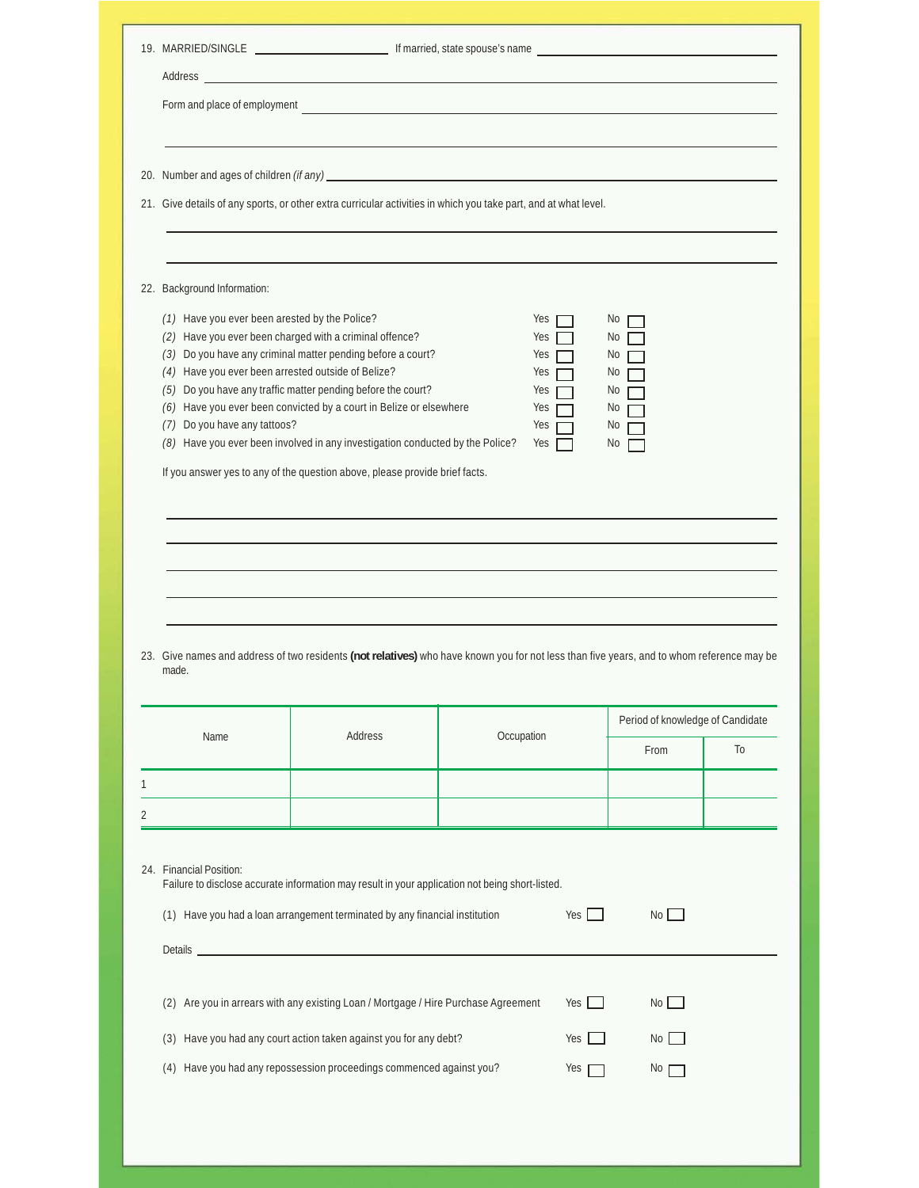19. MARRIED/SINGLE ____________________ If married, state spouse's name ______________________________

Address ______________________________________________________________________________

Form and place of employment __________________________________________________________

______________________________________________________________________________________

20. Number and ages of children *(if any)* ________________________________________________

21. Give details of any sports, or other extra curricular activities in which you take part, and at what level.

______________________________________________________________________________________

______________________________________________________________________________________

22. Background Information:

| | | |
|---|---|---|
| *(1)* Have you ever been arested by the Police? | Yes ☐ | No ☐ |
| *(2)* Have you ever been charged with a criminal offence? | Yes ☐ | No ☐ |
| *(3)* Do you have any criminal matter pending before a court? | Yes ☐ | No ☐ |
| *(4)* Have you ever been arrested outside of Belize? | Yes ☐ | No ☐ |
| *(5)* Do you have any traffic matter pending before the court? | Yes ☐ | No ☐ |
| *(6)* Have you ever been convicted by a court in Belize or elsewhere | Yes ☐ | No ☐ |
| *(7)* Do you have any tattoos? | Yes ☐ | No ☐ |
| *(8)* Have you ever been involved in any investigation conducted by the Police? | Yes ☐ | No ☐ |

If you answer yes to any of the question above, please provide brief facts.

______________________________________________________________________________________

______________________________________________________________________________________

______________________________________________________________________________________

______________________________________________________________________________________

______________________________________________________________________________________

23. Give names and address of two residents **(not relatives)** who have known you for not less than five years, and to whom reference may be made.

| Name | Address | Occupation | Period of knowledge of Candidate | |
|---|---|---|---|---|
| | | | From | To |
| 1 | | | | |
| 2 | | | | |

24. Financial Position:
Failure to disclose accurate information may result in your application not being short-listed.

(1) Have you had a loan arrangement terminated by any financial institution Yes ☐ No ☐

Details ______________________________________________________________________________

(2) Are you in arrears with any existing Loan / Mortgage / Hire Purchase Agreement Yes ☐ No ☐

(3) Have you had any court action taken against you for any debt? Yes ☐ No ☐

(4) Have you had any repossession proceedings commenced against you? Yes ☐ No ☐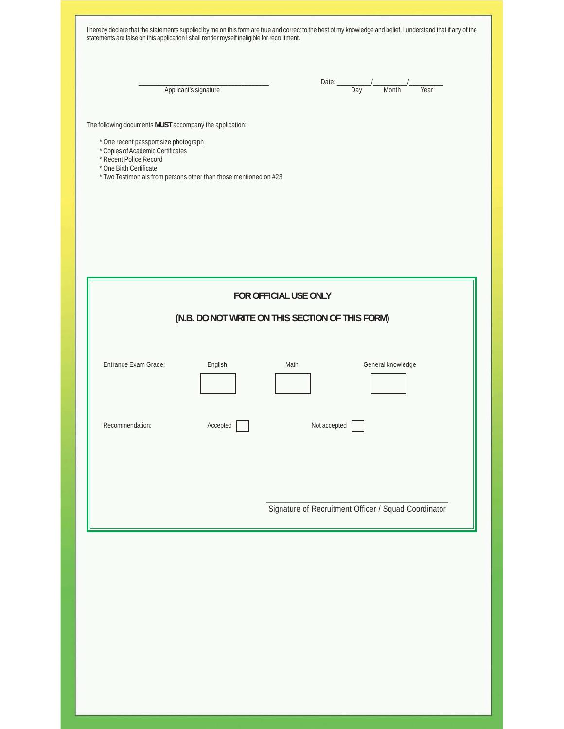I hereby declare that the statements supplied by me on this form are true and correct to the best of my knowledge and belief. I understand that if any of the statements are false on this application I shall render myself ineligible for recruitment.

\_\_\_\_\_\_\_\_\_\_\_\_\_\_\_\_\_\_\_\_\_\_\_\_\_\_\_\_\_\_\_\_
Applicant's signature

Date: \_\_\_\_\_\_\_\_\_/\_\_\_\_\_\_\_\_\_/\_\_\_\_\_\_\_\_\_
Day Month Year

The following documents **MUST** accompany the application:

- One recent passport size photograph
- Copies of Academic Certificates
- Recent Police Record
- One Birth Certificate
- Two Testimonials from persons other than those mentioned on #23

## FOR OFFICIAL USE ONLY

## (N.B. DO NOT WRITE ON THIS SECTION OF THIS FORM)

| | | | |
|---|---|---|---|
| Entrance Exam Grade: | English ☐ | Math ☐ | General knowledge ☐ |

Recommendation: Accepted ☐ Not accepted ☐

\_\_\_\_\_\_\_\_\_\_\_\_\_\_\_\_\_\_\_\_\_\_\_\_\_\_\_\_\_\_\_\_\_\_\_\_\_\_\_\_
Signature of Recruitment Officer / Squad Coordinator